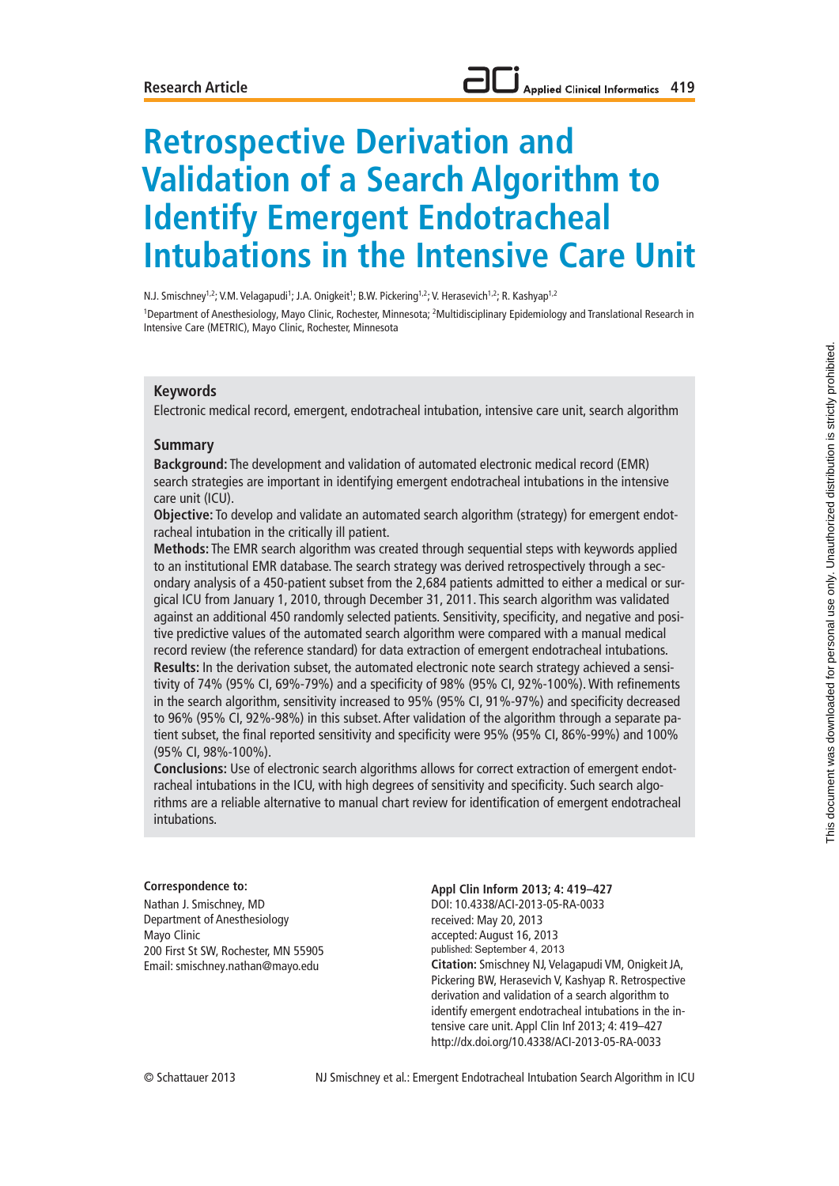Research Article

# Retrospective Derivation and Validation of a Search Algorithm to Identify Emergent Endotracheal Intubations in the Intensive Care Unit

N.J. Smischney[1,2]; V.M. Velagapudi[1]; J.A. Onigkeit[1]; B.W. Pickering[1,2]; V. Herasevich[1,2]; R. Kashyap[1,2]

[1]Department of Anesthesiology, Mayo Clinic, Rochester, Minnesota; [2]Multidisciplinary Epidemiology and Translational Research in Intensive Care (METRIC), Mayo Clinic, Rochester, Minnesota

## Keywords

Electronic medical record, emergent, endotracheal intubation, intensive care unit, search algorithm

## Summary

**Background:** The development and validation of automated electronic medical record (EMR) search strategies are important in identifying emergent endotracheal intubations in the intensive care unit (ICU).

**Objective:** To develop and validate an automated search algorithm (strategy) for emergent endotracheal intubation in the critically ill patient.

**Methods:** The EMR search algorithm was created through sequential steps with keywords applied to an institutional EMR database. The search strategy was derived retrospectively through a secondary analysis of a 450-patient subset from the 2,684 patients admitted to either a medical or surgical ICU from January 1, 2010, through December 31, 2011. This search algorithm was validated against an additional 450 randomly selected patients. Sensitivity, specificity, and negative and positive predictive values of the automated search algorithm were compared with a manual medical record review (the reference standard) for data extraction of emergent endotracheal intubations.

**Results:** In the derivation subset, the automated electronic note search strategy achieved a sensitivity of 74% (95% CI, 69%-79%) and a specificity of 98% (95% CI, 92%-100%). With refinements in the search algorithm, sensitivity increased to 95% (95% CI, 91%-97%) and specificity decreased to 96% (95% CI, 92%-98%) in this subset. After validation of the algorithm through a separate patient subset, the final reported sensitivity and specificity were 95% (95% CI, 86%-99%) and 100% (95% CI, 98%-100%).

**Conclusions:** Use of electronic search algorithms allows for correct extraction of emergent endotracheal intubations in the ICU, with high degrees of sensitivity and specificity. Such search algorithms are a reliable alternative to manual chart review for identification of emergent endotracheal intubations.

**Correspondence to:**
Nathan J. Smischney, MD
Department of Anesthesiology
Mayo Clinic
200 First St SW, Rochester, MN 55905
Email: smischney.nathan@mayo.edu

**Appl Clin Inform 2013; 4: 419–427**
DOI: 10.4338/ACI-2013-05-RA-0033
received: May 20, 2013
accepted: August 16, 2013
published: September 4, 2013
**Citation:** Smischney NJ, Velagapudi VM, Onigkeit JA, Pickering BW, Herasevich V, Kashyap R. Retrospective derivation and validation of a search algorithm to identify emergent endotracheal intubations in the intensive care unit. Appl Clin Inf 2013; 4: 419–427
http://dx.doi.org/10.4338/ACI-2013-05-RA-0033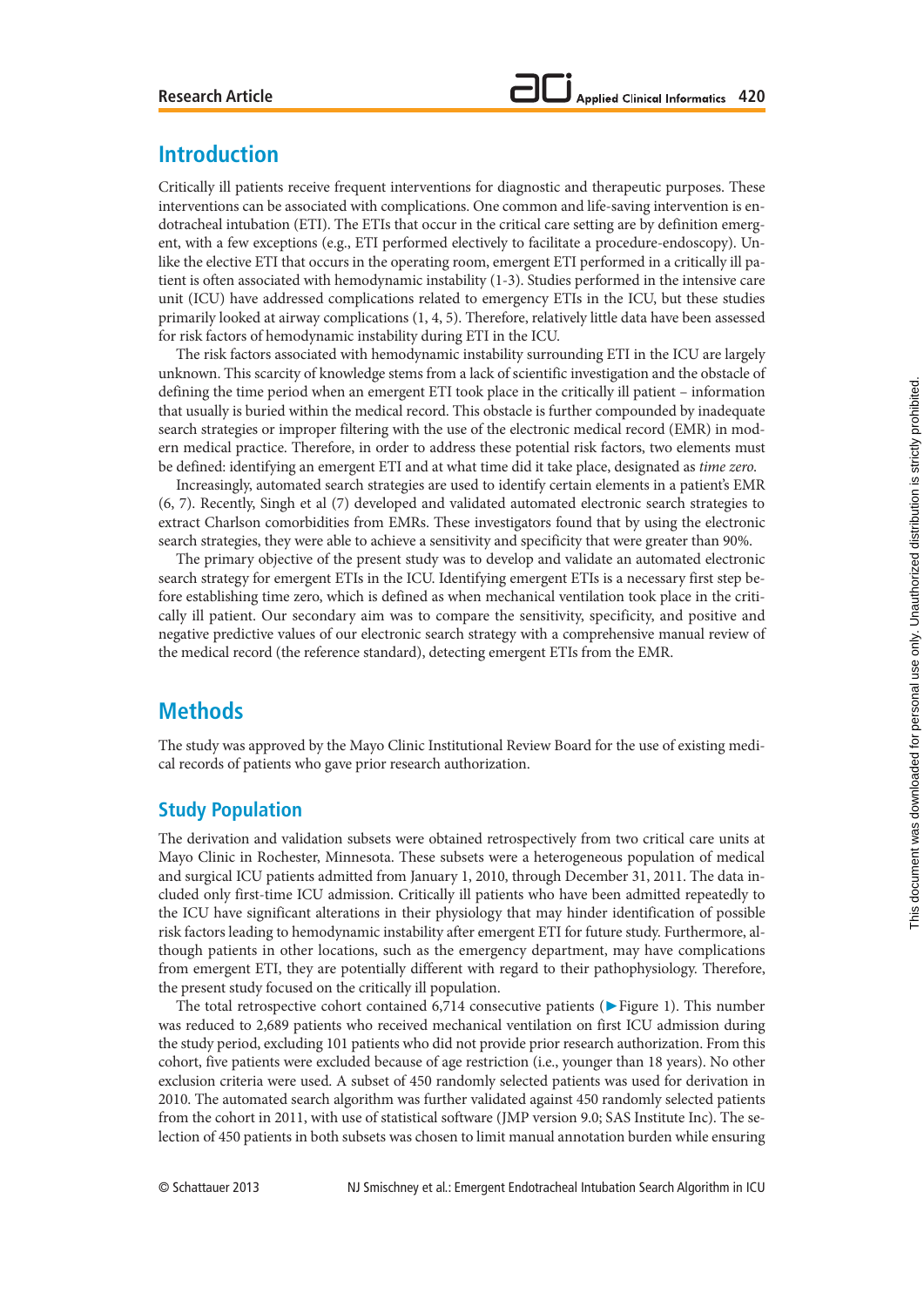## Introduction

Critically ill patients receive frequent interventions for diagnostic and therapeutic purposes. These interventions can be associated with complications. One common and life-saving intervention is endotracheal intubation (ETI). The ETIs that occur in the critical care setting are by definition emergent, with a few exceptions (e.g., ETI performed electively to facilitate a procedure-endoscopy). Unlike the elective ETI that occurs in the operating room, emergent ETI performed in a critically ill patient is often associated with hemodynamic instability (1-3). Studies performed in the intensive care unit (ICU) have addressed complications related to emergency ETIs in the ICU, but these studies primarily looked at airway complications (1, 4, 5). Therefore, relatively little data have been assessed for risk factors of hemodynamic instability during ETI in the ICU.

The risk factors associated with hemodynamic instability surrounding ETI in the ICU are largely unknown. This scarcity of knowledge stems from a lack of scientific investigation and the obstacle of defining the time period when an emergent ETI took place in the critically ill patient – information that usually is buried within the medical record. This obstacle is further compounded by inadequate search strategies or improper filtering with the use of the electronic medical record (EMR) in modern medical practice. Therefore, in order to address these potential risk factors, two elements must be defined: identifying an emergent ETI and at what time did it take place, designated as *time zero*.

Increasingly, automated search strategies are used to identify certain elements in a patient's EMR (6, 7). Recently, Singh et al (7) developed and validated automated electronic search strategies to extract Charlson comorbidities from EMRs. These investigators found that by using the electronic search strategies, they were able to achieve a sensitivity and specificity that were greater than 90%.

The primary objective of the present study was to develop and validate an automated electronic search strategy for emergent ETIs in the ICU. Identifying emergent ETIs is a necessary first step before establishing time zero, which is defined as when mechanical ventilation took place in the critically ill patient. Our secondary aim was to compare the sensitivity, specificity, and positive and negative predictive values of our electronic search strategy with a comprehensive manual review of the medical record (the reference standard), detecting emergent ETIs from the EMR.

## Methods

The study was approved by the Mayo Clinic Institutional Review Board for the use of existing medical records of patients who gave prior research authorization.

### Study Population

The derivation and validation subsets were obtained retrospectively from two critical care units at Mayo Clinic in Rochester, Minnesota. These subsets were a heterogeneous population of medical and surgical ICU patients admitted from January 1, 2010, through December 31, 2011. The data included only first-time ICU admission. Critically ill patients who have been admitted repeatedly to the ICU have significant alterations in their physiology that may hinder identification of possible risk factors leading to hemodynamic instability after emergent ETI for future study. Furthermore, although patients in other locations, such as the emergency department, may have complications from emergent ETI, they are potentially different with regard to their pathophysiology. Therefore, the present study focused on the critically ill population.

The total retrospective cohort contained 6,714 consecutive patients (▶Figure 1). This number was reduced to 2,689 patients who received mechanical ventilation on first ICU admission during the study period, excluding 101 patients who did not provide prior research authorization. From this cohort, five patients were excluded because of age restriction (i.e., younger than 18 years). No other exclusion criteria were used. A subset of 450 randomly selected patients was used for derivation in 2010. The automated search algorithm was further validated against 450 randomly selected patients from the cohort in 2011, with use of statistical software (JMP version 9.0; SAS Institute Inc). The selection of 450 patients in both subsets was chosen to limit manual annotation burden while ensuring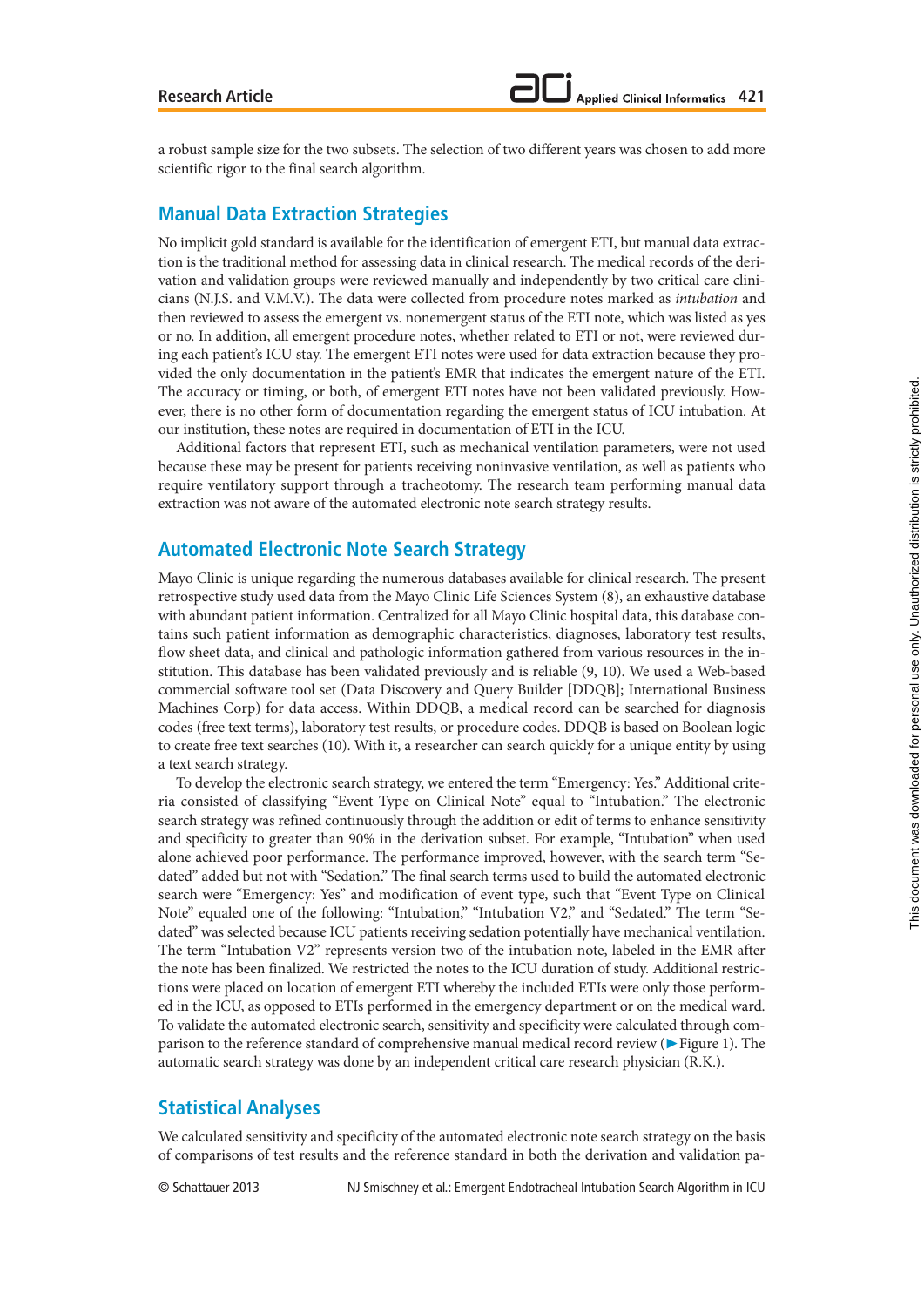a robust sample size for the two subsets. The selection of two different years was chosen to add more scientific rigor to the final search algorithm.

## Manual Data Extraction Strategies

No implicit gold standard is available for the identification of emergent ETI, but manual data extraction is the traditional method for assessing data in clinical research. The medical records of the derivation and validation groups were reviewed manually and independently by two critical care clinicians (N.J.S. and V.M.V.). The data were collected from procedure notes marked as *intubation* and then reviewed to assess the emergent vs. nonemergent status of the ETI note, which was listed as yes or no. In addition, all emergent procedure notes, whether related to ETI or not, were reviewed during each patient's ICU stay. The emergent ETI notes were used for data extraction because they provided the only documentation in the patient's EMR that indicates the emergent nature of the ETI. The accuracy or timing, or both, of emergent ETI notes have not been validated previously. However, there is no other form of documentation regarding the emergent status of ICU intubation. At our institution, these notes are required in documentation of ETI in the ICU.

Additional factors that represent ETI, such as mechanical ventilation parameters, were not used because these may be present for patients receiving noninvasive ventilation, as well as patients who require ventilatory support through a tracheotomy. The research team performing manual data extraction was not aware of the automated electronic note search strategy results.

## Automated Electronic Note Search Strategy

Mayo Clinic is unique regarding the numerous databases available for clinical research. The present retrospective study used data from the Mayo Clinic Life Sciences System (8), an exhaustive database with abundant patient information. Centralized for all Mayo Clinic hospital data, this database contains such patient information as demographic characteristics, diagnoses, laboratory test results, flow sheet data, and clinical and pathologic information gathered from various resources in the institution. This database has been validated previously and is reliable (9, 10). We used a Web-based commercial software tool set (Data Discovery and Query Builder [DDQB]; International Business Machines Corp) for data access. Within DDQB, a medical record can be searched for diagnosis codes (free text terms), laboratory test results, or procedure codes. DDQB is based on Boolean logic to create free text searches (10). With it, a researcher can search quickly for a unique entity by using a text search strategy.

To develop the electronic search strategy, we entered the term "Emergency: Yes." Additional criteria consisted of classifying "Event Type on Clinical Note" equal to "Intubation." The electronic search strategy was refined continuously through the addition or edit of terms to enhance sensitivity and specificity to greater than 90% in the derivation subset. For example, "Intubation" when used alone achieved poor performance. The performance improved, however, with the search term "Sedated" added but not with "Sedation." The final search terms used to build the automated electronic search were "Emergency: Yes" and modification of event type, such that "Event Type on Clinical Note" equaled one of the following: "Intubation," "Intubation V2," and "Sedated." The term "Sedated" was selected because ICU patients receiving sedation potentially have mechanical ventilation. The term "Intubation V2" represents version two of the intubation note, labeled in the EMR after the note has been finalized. We restricted the notes to the ICU duration of study. Additional restrictions were placed on location of emergent ETI whereby the included ETIs were only those performed in the ICU, as opposed to ETIs performed in the emergency department or on the medical ward. To validate the automated electronic search, sensitivity and specificity were calculated through comparison to the reference standard of comprehensive manual medical record review (▶Figure 1). The automatic search strategy was done by an independent critical care research physician (R.K.).

## Statistical Analyses

We calculated sensitivity and specificity of the automated electronic note search strategy on the basis of comparisons of test results and the reference standard in both the derivation and validation pa-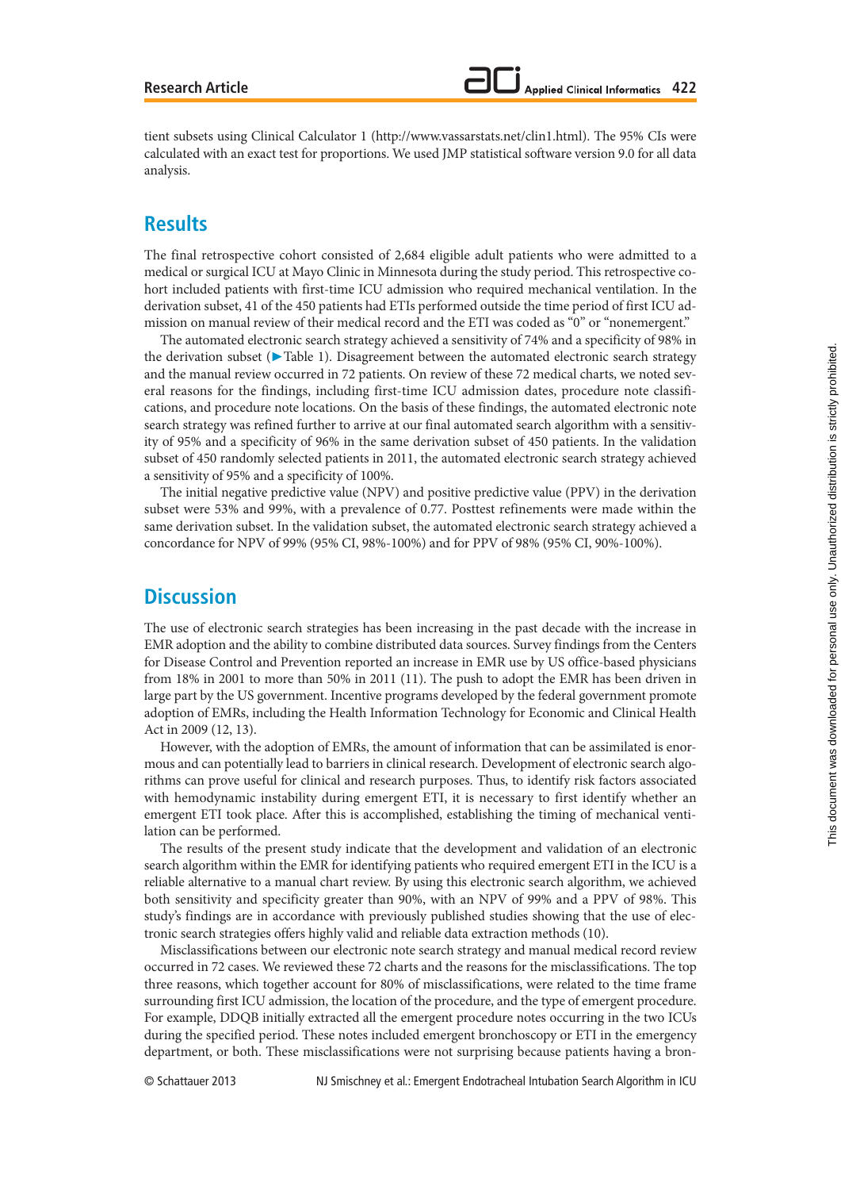tient subsets using Clinical Calculator 1 (http://www.vassarstats.net/clin1.html). The 95% CIs were calculated with an exact test for proportions. We used JMP statistical software version 9.0 for all data analysis.

## Results

The final retrospective cohort consisted of 2,684 eligible adult patients who were admitted to a medical or surgical ICU at Mayo Clinic in Minnesota during the study period. This retrospective cohort included patients with first-time ICU admission who required mechanical ventilation. In the derivation subset, 41 of the 450 patients had ETIs performed outside the time period of first ICU admission on manual review of their medical record and the ETI was coded as "0" or "nonemergent."

The automated electronic search strategy achieved a sensitivity of 74% and a specificity of 98% in the derivation subset (▶Table 1). Disagreement between the automated electronic search strategy and the manual review occurred in 72 patients. On review of these 72 medical charts, we noted several reasons for the findings, including first-time ICU admission dates, procedure note classifications, and procedure note locations. On the basis of these findings, the automated electronic note search strategy was refined further to arrive at our final automated search algorithm with a sensitivity of 95% and a specificity of 96% in the same derivation subset of 450 patients. In the validation subset of 450 randomly selected patients in 2011, the automated electronic search strategy achieved a sensitivity of 95% and a specificity of 100%.

The initial negative predictive value (NPV) and positive predictive value (PPV) in the derivation subset were 53% and 99%, with a prevalence of 0.77. Posttest refinements were made within the same derivation subset. In the validation subset, the automated electronic search strategy achieved a concordance for NPV of 99% (95% CI, 98%-100%) and for PPV of 98% (95% CI, 90%-100%).

## Discussion

The use of electronic search strategies has been increasing in the past decade with the increase in EMR adoption and the ability to combine distributed data sources. Survey findings from the Centers for Disease Control and Prevention reported an increase in EMR use by US office-based physicians from 18% in 2001 to more than 50% in 2011 (11). The push to adopt the EMR has been driven in large part by the US government. Incentive programs developed by the federal government promote adoption of EMRs, including the Health Information Technology for Economic and Clinical Health Act in 2009 (12, 13).

However, with the adoption of EMRs, the amount of information that can be assimilated is enormous and can potentially lead to barriers in clinical research. Development of electronic search algorithms can prove useful for clinical and research purposes. Thus, to identify risk factors associated with hemodynamic instability during emergent ETI, it is necessary to first identify whether an emergent ETI took place. After this is accomplished, establishing the timing of mechanical ventilation can be performed.

The results of the present study indicate that the development and validation of an electronic search algorithm within the EMR for identifying patients who required emergent ETI in the ICU is a reliable alternative to a manual chart review. By using this electronic search algorithm, we achieved both sensitivity and specificity greater than 90%, with an NPV of 99% and a PPV of 98%. This study's findings are in accordance with previously published studies showing that the use of electronic search strategies offers highly valid and reliable data extraction methods (10).

Misclassifications between our electronic note search strategy and manual medical record review occurred in 72 cases. We reviewed these 72 charts and the reasons for the misclassifications. The top three reasons, which together account for 80% of misclassifications, were related to the time frame surrounding first ICU admission, the location of the procedure, and the type of emergent procedure. For example, DDQB initially extracted all the emergent procedure notes occurring in the two ICUs during the specified period. These notes included emergent bronchoscopy or ETI in the emergency department, or both. These misclassifications were not surprising because patients having a bron-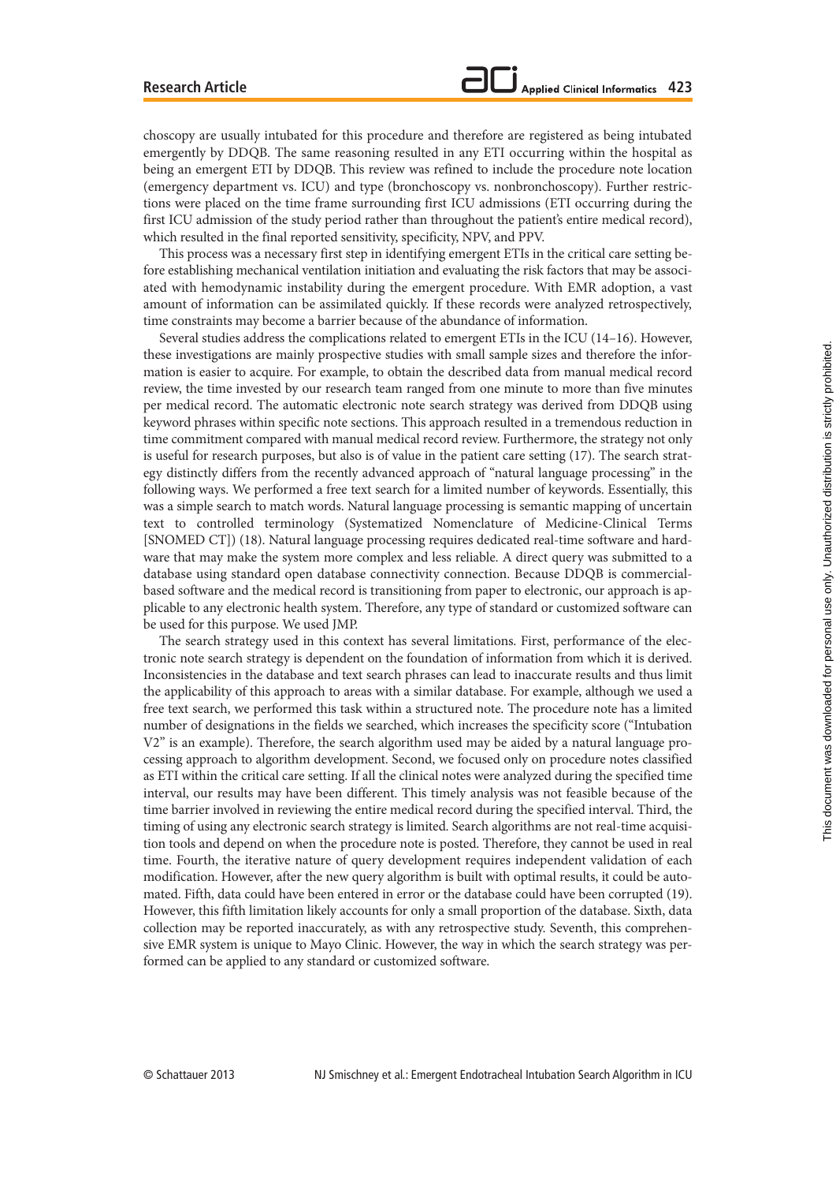choscopy are usually intubated for this procedure and therefore are registered as being intubated emergently by DDQB. The same reasoning resulted in any ETI occurring within the hospital as being an emergent ETI by DDQB. This review was refined to include the procedure note location (emergency department vs. ICU) and type (bronchoscopy vs. nonbronchoscopy). Further restrictions were placed on the time frame surrounding first ICU admissions (ETI occurring during the first ICU admission of the study period rather than throughout the patient's entire medical record), which resulted in the final reported sensitivity, specificity, NPV, and PPV.

This process was a necessary first step in identifying emergent ETIs in the critical care setting before establishing mechanical ventilation initiation and evaluating the risk factors that may be associated with hemodynamic instability during the emergent procedure. With EMR adoption, a vast amount of information can be assimilated quickly. If these records were analyzed retrospectively, time constraints may become a barrier because of the abundance of information.

Several studies address the complications related to emergent ETIs in the ICU (14–16). However, these investigations are mainly prospective studies with small sample sizes and therefore the information is easier to acquire. For example, to obtain the described data from manual medical record review, the time invested by our research team ranged from one minute to more than five minutes per medical record. The automatic electronic note search strategy was derived from DDQB using keyword phrases within specific note sections. This approach resulted in a tremendous reduction in time commitment compared with manual medical record review. Furthermore, the strategy not only is useful for research purposes, but also is of value in the patient care setting (17). The search strategy distinctly differs from the recently advanced approach of "natural language processing" in the following ways. We performed a free text search for a limited number of keywords. Essentially, this was a simple search to match words. Natural language processing is semantic mapping of uncertain text to controlled terminology (Systematized Nomenclature of Medicine-Clinical Terms [SNOMED CT]) (18). Natural language processing requires dedicated real-time software and hardware that may make the system more complex and less reliable. A direct query was submitted to a database using standard open database connectivity connection. Because DDQB is commercial-based software and the medical record is transitioning from paper to electronic, our approach is applicable to any electronic health system. Therefore, any type of standard or customized software can be used for this purpose. We used JMP.

The search strategy used in this context has several limitations. First, performance of the electronic note search strategy is dependent on the foundation of information from which it is derived. Inconsistencies in the database and text search phrases can lead to inaccurate results and thus limit the applicability of this approach to areas with a similar database. For example, although we used a free text search, we performed this task within a structured note. The procedure note has a limited number of designations in the fields we searched, which increases the specificity score ("Intubation V2" is an example). Therefore, the search algorithm used may be aided by a natural language processing approach to algorithm development. Second, we focused only on procedure notes classified as ETI within the critical care setting. If all the clinical notes were analyzed during the specified time interval, our results may have been different. This timely analysis was not feasible because of the time barrier involved in reviewing the entire medical record during the specified interval. Third, the timing of using any electronic search strategy is limited. Search algorithms are not real-time acquisition tools and depend on when the procedure note is posted. Therefore, they cannot be used in real time. Fourth, the iterative nature of query development requires independent validation of each modification. However, after the new query algorithm is built with optimal results, it could be automated. Fifth, data could have been entered in error or the database could have been corrupted (19). However, this fifth limitation likely accounts for only a small proportion of the database. Sixth, data collection may be reported inaccurately, as with any retrospective study. Seventh, this comprehensive EMR system is unique to Mayo Clinic. However, the way in which the search strategy was performed can be applied to any standard or customized software.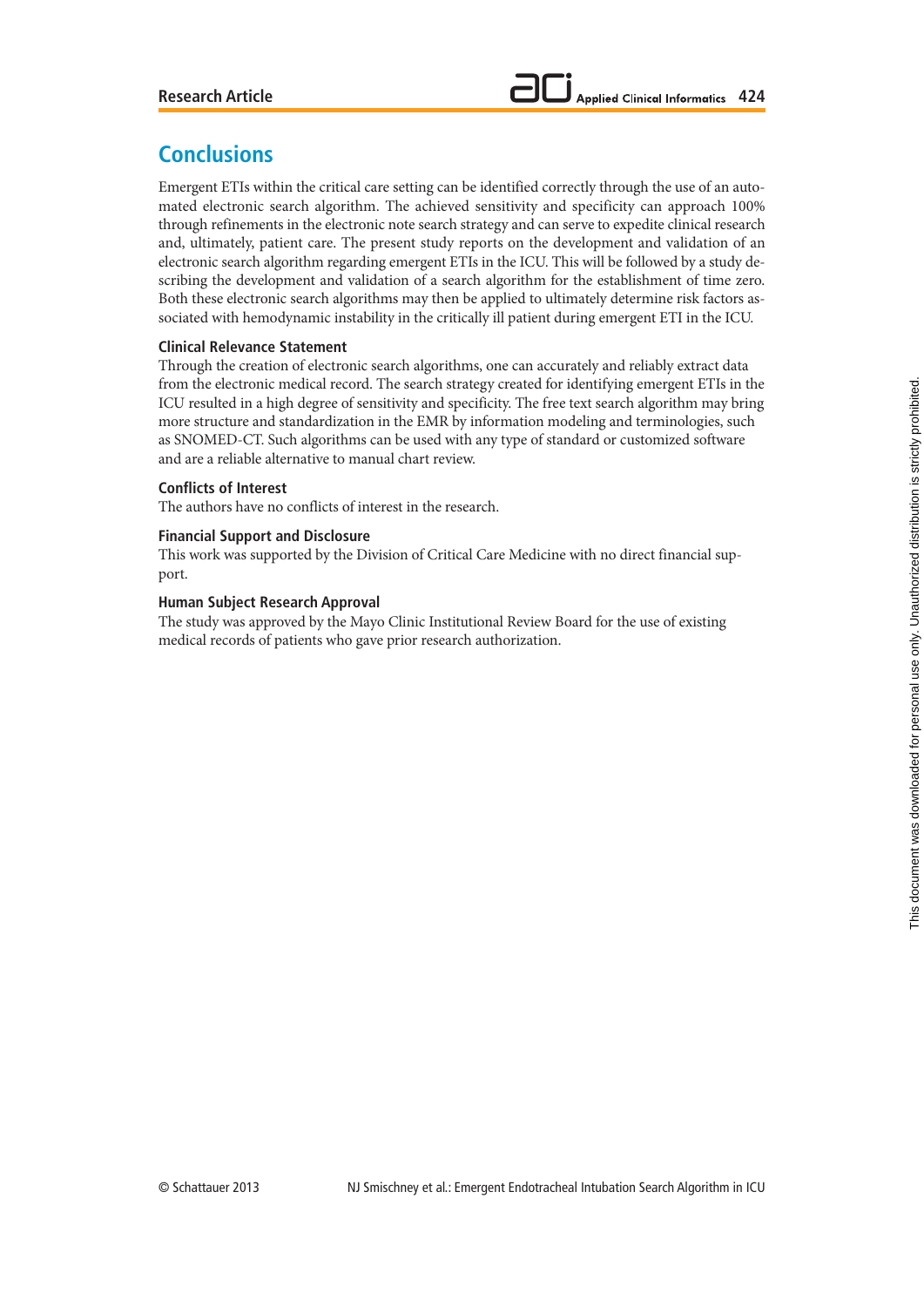## Conclusions

Emergent ETIs within the critical care setting can be identified correctly through the use of an automated electronic search algorithm. The achieved sensitivity and specificity can approach 100% through refinements in the electronic note search strategy and can serve to expedite clinical research and, ultimately, patient care. The present study reports on the development and validation of an electronic search algorithm regarding emergent ETIs in the ICU. This will be followed by a study describing the development and validation of a search algorithm for the establishment of time zero. Both these electronic search algorithms may then be applied to ultimately determine risk factors associated with hemodynamic instability in the critically ill patient during emergent ETI in the ICU.

### Clinical Relevance Statement

Through the creation of electronic search algorithms, one can accurately and reliably extract data from the electronic medical record. The search strategy created for identifying emergent ETIs in the ICU resulted in a high degree of sensitivity and specificity. The free text search algorithm may bring more structure and standardization in the EMR by information modeling and terminologies, such as SNOMED-CT. Such algorithms can be used with any type of standard or customized software and are a reliable alternative to manual chart review.

### Conflicts of Interest

The authors have no conflicts of interest in the research.

### Financial Support and Disclosure

This work was supported by the Division of Critical Care Medicine with no direct financial support.

### Human Subject Research Approval

The study was approved by the Mayo Clinic Institutional Review Board for the use of existing medical records of patients who gave prior research authorization.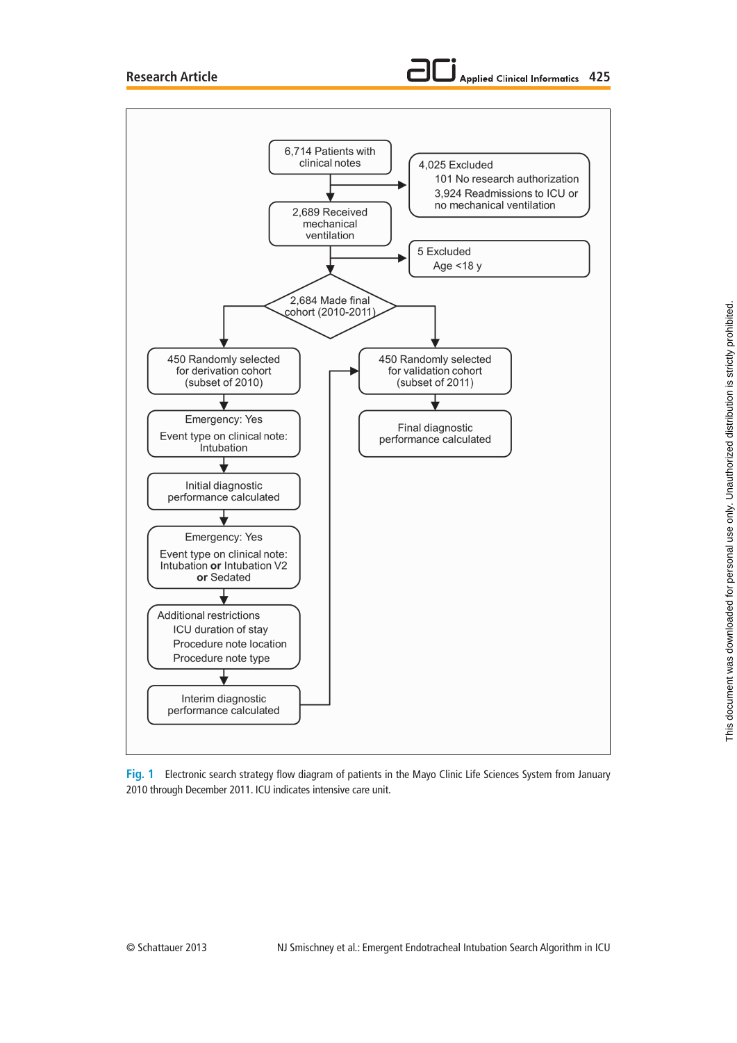6,714 Patients with clinical notes

→ 4,025 Excluded
- 101 No research authorization
- 3,924 Readmissions to ICU or no mechanical ventilation

2,689 Received mechanical ventilation

→ 5 Excluded
- Age <18 y

2,684 Made final cohort (2010-2011)

450 Randomly selected for derivation cohort (subset of 2010)

Emergency: Yes
Event type on clinical note: Intubation

Initial diagnostic performance calculated

Emergency: Yes
Event type on clinical note: Intubation **or** Intubation V2 **or** Sedated

Additional restrictions
- ICU duration of stay
- Procedure note location
- Procedure note type

Interim diagnostic performance calculated

450 Randomly selected for validation cohort (subset of 2011)

Final diagnostic performance calculated

Fig. 1 Electronic search strategy flow diagram of patients in the Mayo Clinic Life Sciences System from January 2010 through December 2011. ICU indicates intensive care unit.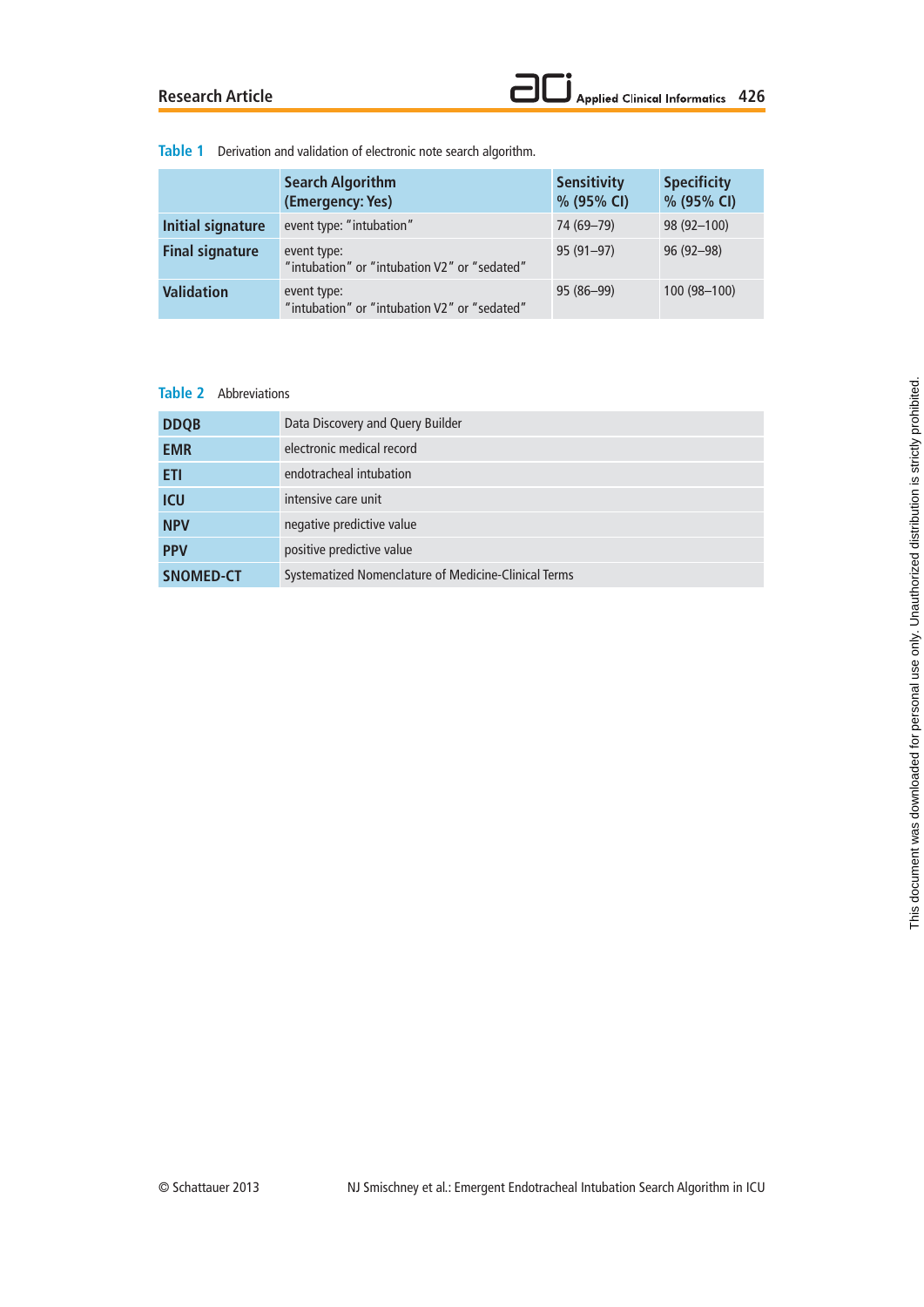**Table 1** Derivation and validation of electronic note search algorithm.

| | Search Algorithm (Emergency: Yes) | Sensitivity % (95% CI) | Specificity % (95% CI) |
|---|---|---|---|
| **Initial signature** | event type: "intubation" | 74 (69–79) | 98 (92–100) |
| **Final signature** | event type: "intubation" or "intubation V2" or "sedated" | 95 (91–97) | 96 (92–98) |
| **Validation** | event type: "intubation" or "intubation V2" or "sedated" | 95 (86–99) | 100 (98–100) |

**Table 2** Abbreviations

| | |
|---|---|
| **DDQB** | Data Discovery and Query Builder |
| **EMR** | electronic medical record |
| **ETI** | endotracheal intubation |
| **ICU** | intensive care unit |
| **NPV** | negative predictive value |
| **PPV** | positive predictive value |
| **SNOMED-CT** | Systematized Nomenclature of Medicine-Clinical Terms |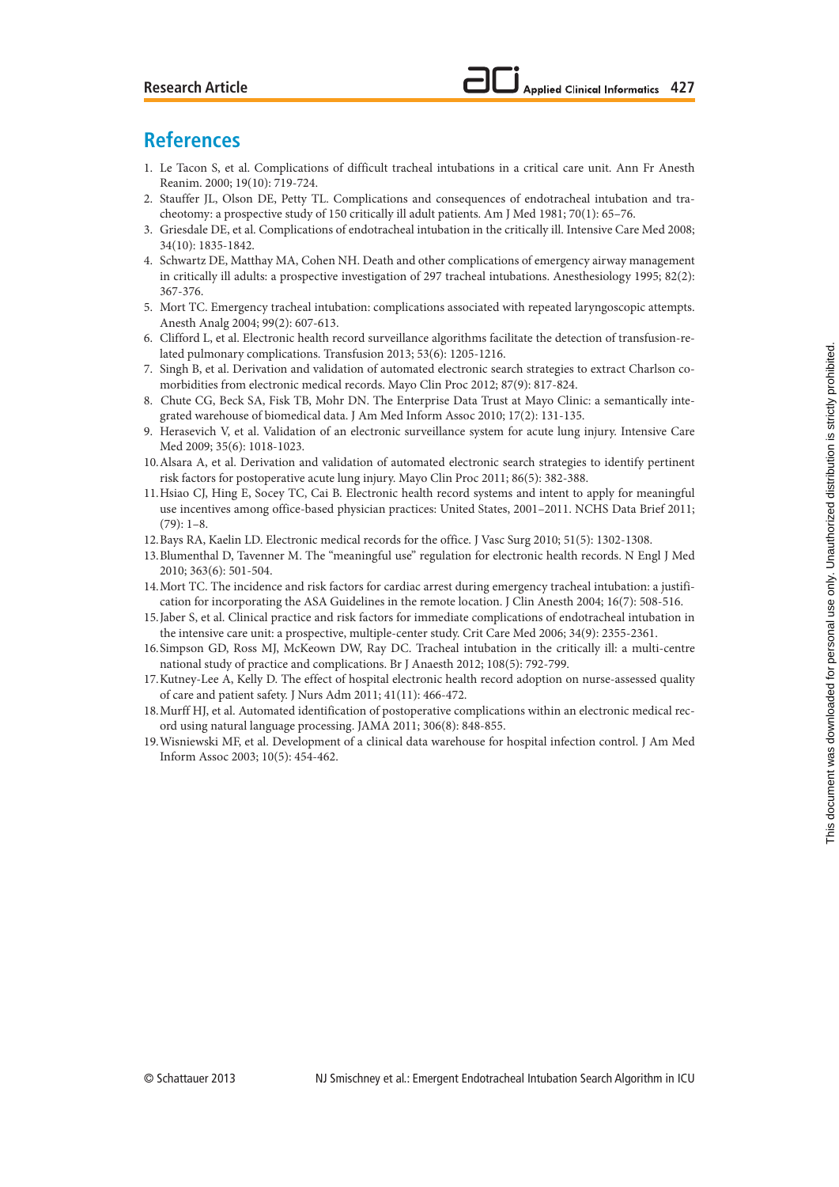## References

1. Le Tacon S, et al. Complications of difficult tracheal intubations in a critical care unit. Ann Fr Anesth Reanim. 2000; 19(10): 719-724.
2. Stauffer JL, Olson DE, Petty TL. Complications and consequences of endotracheal intubation and tracheotomy: a prospective study of 150 critically ill adult patients. Am J Med 1981; 70(1): 65–76.
3. Griesdale DE, et al. Complications of endotracheal intubation in the critically ill. Intensive Care Med 2008; 34(10): 1835-1842.
4. Schwartz DE, Matthay MA, Cohen NH. Death and other complications of emergency airway management in critically ill adults: a prospective investigation of 297 tracheal intubations. Anesthesiology 1995; 82(2): 367-376.
5. Mort TC. Emergency tracheal intubation: complications associated with repeated laryngoscopic attempts. Anesth Analg 2004; 99(2): 607-613.
6. Clifford L, et al. Electronic health record surveillance algorithms facilitate the detection of transfusion-related pulmonary complications. Transfusion 2013; 53(6): 1205-1216.
7. Singh B, et al. Derivation and validation of automated electronic search strategies to extract Charlson comorbidities from electronic medical records. Mayo Clin Proc 2012; 87(9): 817-824.
8. Chute CG, Beck SA, Fisk TB, Mohr DN. The Enterprise Data Trust at Mayo Clinic: a semantically integrated warehouse of biomedical data. J Am Med Inform Assoc 2010; 17(2): 131-135.
9. Herasevich V, et al. Validation of an electronic surveillance system for acute lung injury. Intensive Care Med 2009; 35(6): 1018-1023.
10. Alsara A, et al. Derivation and validation of automated electronic search strategies to identify pertinent risk factors for postoperative acute lung injury. Mayo Clin Proc 2011; 86(5): 382-388.
11. Hsiao CJ, Hing E, Socey TC, Cai B. Electronic health record systems and intent to apply for meaningful use incentives among office-based physician practices: United States, 2001–2011. NCHS Data Brief 2011; (79): 1–8.
12. Bays RA, Kaelin LD. Electronic medical records for the office. J Vasc Surg 2010; 51(5): 1302-1308.
13. Blumenthal D, Tavenner M. The "meaningful use" regulation for electronic health records. N Engl J Med 2010; 363(6): 501-504.
14. Mort TC. The incidence and risk factors for cardiac arrest during emergency tracheal intubation: a justification for incorporating the ASA Guidelines in the remote location. J Clin Anesth 2004; 16(7): 508-516.
15. Jaber S, et al. Clinical practice and risk factors for immediate complications of endotracheal intubation in the intensive care unit: a prospective, multiple-center study. Crit Care Med 2006; 34(9): 2355-2361.
16. Simpson GD, Ross MJ, McKeown DW, Ray DC. Tracheal intubation in the critically ill: a multi-centre national study of practice and complications. Br J Anaesth 2012; 108(5): 792-799.
17. Kutney-Lee A, Kelly D. The effect of hospital electronic health record adoption on nurse-assessed quality of care and patient safety. J Nurs Adm 2011; 41(11): 466-472.
18. Murff HJ, et al. Automated identification of postoperative complications within an electronic medical record using natural language processing. JAMA 2011; 306(8): 848-855.
19. Wisniewski MF, et al. Development of a clinical data warehouse for hospital infection control. J Am Med Inform Assoc 2003; 10(5): 454-462.